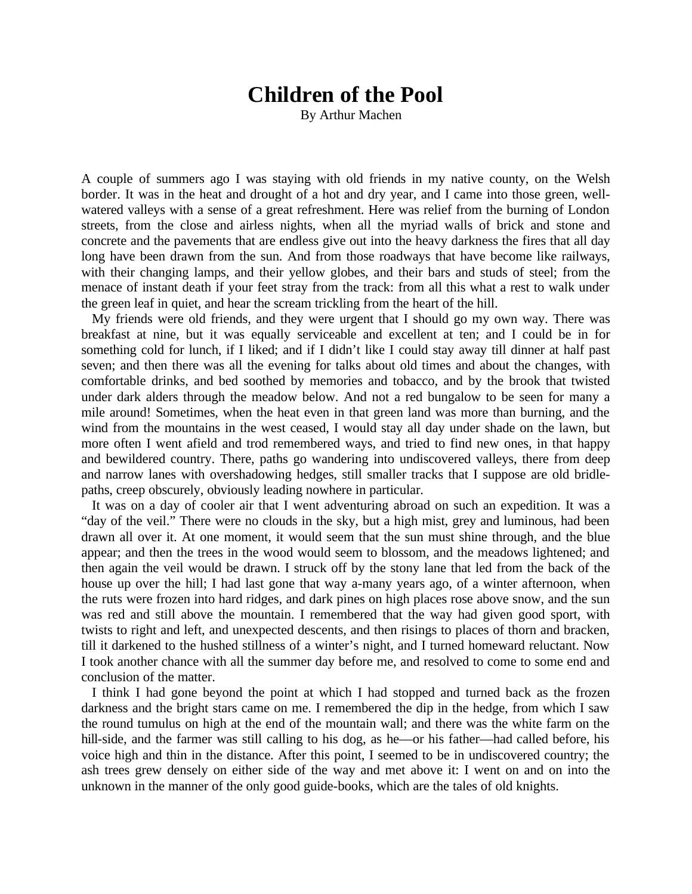# Children of the Pool

By Arthur Machen

A couple of summers ago I was staying with old friends in my native county, on the Welsh border. It was in the heat and drought of a hot and dry year, and I came into those green, well-watered valleys with a sense of a great refreshment. Here was relief from the burning of London streets, from the close and airless nights, when all the myriad walls of brick and stone and concrete and the pavements that are endless give out into the heavy darkness the fires that all day long have been drawn from the sun. And from those roadways that have become like railways, with their changing lamps, and their yellow globes, and their bars and studs of steel; from the menace of instant death if your feet stray from the track: from all this what a rest to walk under the green leaf in quiet, and hear the scream trickling from the heart of the hill.

My friends were old friends, and they were urgent that I should go my own way. There was breakfast at nine, but it was equally serviceable and excellent at ten; and I could be in for something cold for lunch, if I liked; and if I didn't like I could stay away till dinner at half past seven; and then there was all the evening for talks about old times and about the changes, with comfortable drinks, and bed soothed by memories and tobacco, and by the brook that twisted under dark alders through the meadow below. And not a red bungalow to be seen for many a mile around! Sometimes, when the heat even in that green land was more than burning, and the wind from the mountains in the west ceased, I would stay all day under shade on the lawn, but more often I went afield and trod remembered ways, and tried to find new ones, in that happy and bewildered country. There, paths go wandering into undiscovered valleys, there from deep and narrow lanes with overshadowing hedges, still smaller tracks that I suppose are old bridle-paths, creep obscurely, obviously leading nowhere in particular.

It was on a day of cooler air that I went adventuring abroad on such an expedition. It was a "day of the veil." There were no clouds in the sky, but a high mist, grey and luminous, had been drawn all over it. At one moment, it would seem that the sun must shine through, and the blue appear; and then the trees in the wood would seem to blossom, and the meadows lightened; and then again the veil would be drawn. I struck off by the stony lane that led from the back of the house up over the hill; I had last gone that way a-many years ago, of a winter afternoon, when the ruts were frozen into hard ridges, and dark pines on high places rose above snow, and the sun was red and still above the mountain. I remembered that the way had given good sport, with twists to right and left, and unexpected descents, and then risings to places of thorn and bracken, till it darkened to the hushed stillness of a winter's night, and I turned homeward reluctant. Now I took another chance with all the summer day before me, and resolved to come to some end and conclusion of the matter.

I think I had gone beyond the point at which I had stopped and turned back as the frozen darkness and the bright stars came on me. I remembered the dip in the hedge, from which I saw the round tumulus on high at the end of the mountain wall; and there was the white farm on the hill-side, and the farmer was still calling to his dog, as he—or his father—had called before, his voice high and thin in the distance. After this point, I seemed to be in undiscovered country; the ash trees grew densely on either side of the way and met above it: I went on and on into the unknown in the manner of the only good guide-books, which are the tales of old knights.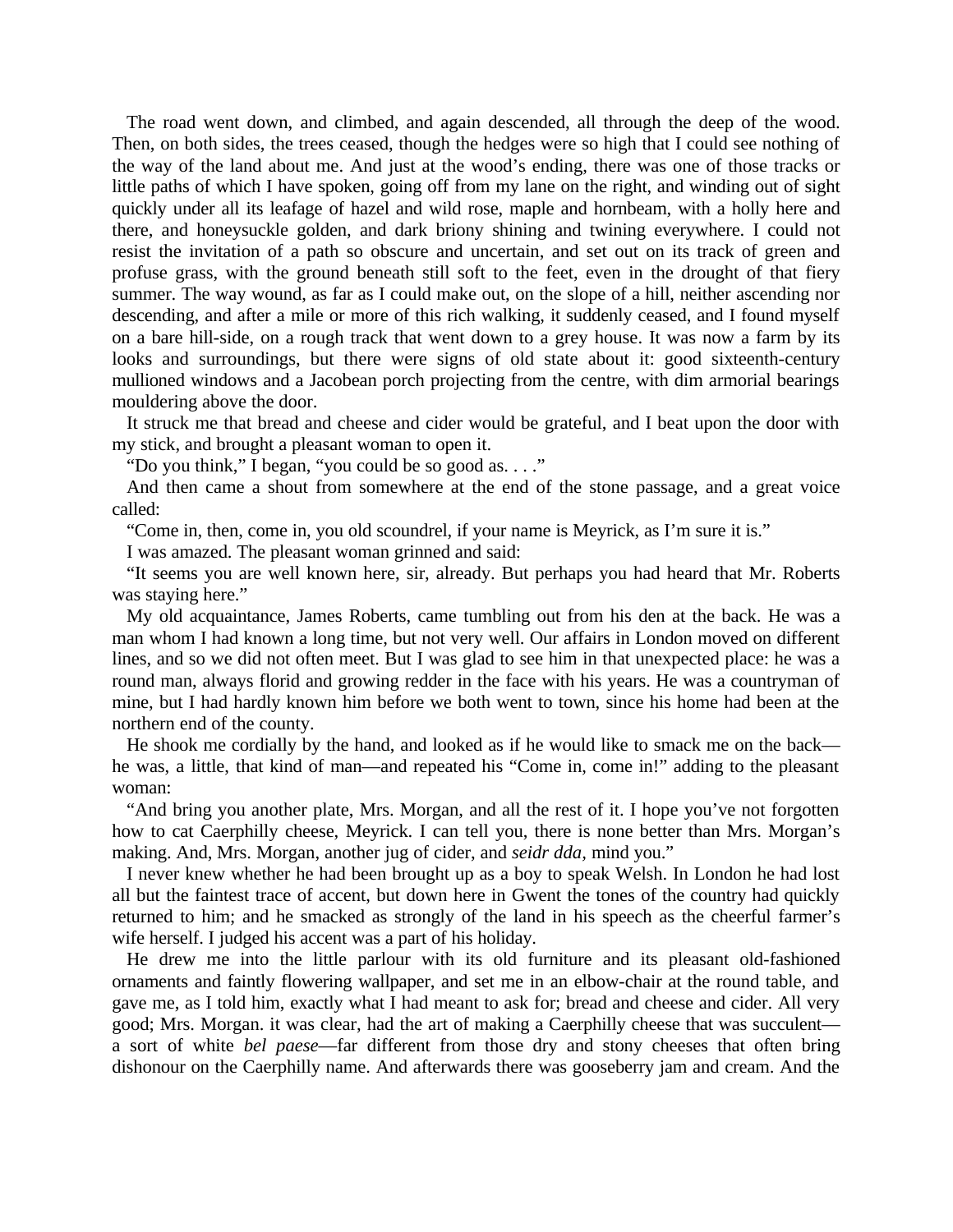The road went down, and climbed, and again descended, all through the deep of the wood. Then, on both sides, the trees ceased, though the hedges were so high that I could see nothing of the way of the land about me. And just at the wood's ending, there was one of those tracks or little paths of which I have spoken, going off from my lane on the right, and winding out of sight quickly under all its leafage of hazel and wild rose, maple and hornbeam, with a holly here and there, and honeysuckle golden, and dark briony shining and twining everywhere. I could not resist the invitation of a path so obscure and uncertain, and set out on its track of green and profuse grass, with the ground beneath still soft to the feet, even in the drought of that fiery summer. The way wound, as far as I could make out, on the slope of a hill, neither ascending nor descending, and after a mile or more of this rich walking, it suddenly ceased, and I found myself on a bare hill-side, on a rough track that went down to a grey house. It was now a farm by its looks and surroundings, but there were signs of old state about it: good sixteenth-century mullioned windows and a Jacobean porch projecting from the centre, with dim armorial bearings mouldering above the door.

It struck me that bread and cheese and cider would be grateful, and I beat upon the door with my stick, and brought a pleasant woman to open it.

"Do you think," I began, "you could be so good as. . . ."

And then came a shout from somewhere at the end of the stone passage, and a great voice called:

"Come in, then, come in, you old scoundrel, if your name is Meyrick, as I'm sure it is."

I was amazed. The pleasant woman grinned and said:

"It seems you are well known here, sir, already. But perhaps you had heard that Mr. Roberts was staying here."

My old acquaintance, James Roberts, came tumbling out from his den at the back. He was a man whom I had known a long time, but not very well. Our affairs in London moved on different lines, and so we did not often meet. But I was glad to see him in that unexpected place: he was a round man, always florid and growing redder in the face with his years. He was a countryman of mine, but I had hardly known him before we both went to town, since his home had been at the northern end of the county.

He shook me cordially by the hand, and looked as if he would like to smack me on the back—he was, a little, that kind of man—and repeated his "Come in, come in!" adding to the pleasant woman:

"And bring you another plate, Mrs. Morgan, and all the rest of it. I hope you've not forgotten how to cat Caerphilly cheese, Meyrick. I can tell you, there is none better than Mrs. Morgan's making. And, Mrs. Morgan, another jug of cider, and *seidr dda*, mind you."

I never knew whether he had been brought up as a boy to speak Welsh. In London he had lost all but the faintest trace of accent, but down here in Gwent the tones of the country had quickly returned to him; and he smacked as strongly of the land in his speech as the cheerful farmer's wife herself. I judged his accent was a part of his holiday.

He drew me into the little parlour with its old furniture and its pleasant old-fashioned ornaments and faintly flowering wallpaper, and set me in an elbow-chair at the round table, and gave me, as I told him, exactly what I had meant to ask for; bread and cheese and cider. All very good; Mrs. Morgan. it was clear, had the art of making a Caerphilly cheese that was succulent—a sort of white *bel paese*—far different from those dry and stony cheeses that often bring dishonour on the Caerphilly name. And afterwards there was gooseberry jam and cream. And the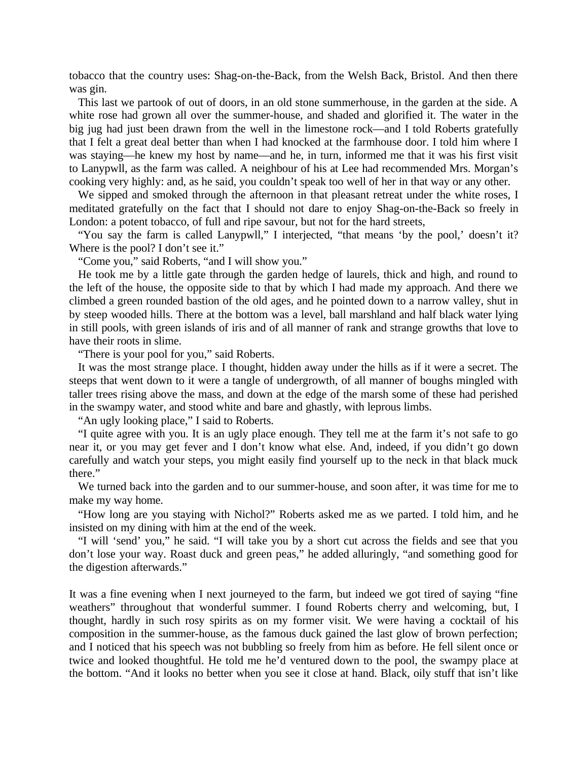tobacco that the country uses: Shag-on-the-Back, from the Welsh Back, Bristol. And then there was gin.

This last we partook of out of doors, in an old stone summerhouse, in the garden at the side. A white rose had grown all over the summer-house, and shaded and glorified it. The water in the big jug had just been drawn from the well in the limestone rock—and I told Roberts gratefully that I felt a great deal better than when I had knocked at the farmhouse door. I told him where I was staying—he knew my host by name—and he, in turn, informed me that it was his first visit to Lanypwll, as the farm was called. A neighbour of his at Lee had recommended Mrs. Morgan's cooking very highly: and, as he said, you couldn't speak too well of her in that way or any other.

We sipped and smoked through the afternoon in that pleasant retreat under the white roses, I meditated gratefully on the fact that I should not dare to enjoy Shag-on-the-Back so freely in London: a potent tobacco, of full and ripe savour, but not for the hard streets,

"You say the farm is called Lanypwll," I interjected, "that means 'by the pool,' doesn't it? Where is the pool? I don't see it."

"Come you," said Roberts, "and I will show you."

He took me by a little gate through the garden hedge of laurels, thick and high, and round to the left of the house, the opposite side to that by which I had made my approach. And there we climbed a green rounded bastion of the old ages, and he pointed down to a narrow valley, shut in by steep wooded hills. There at the bottom was a level, ball marshland and half black water lying in still pools, with green islands of iris and of all manner of rank and strange growths that love to have their roots in slime.

"There is your pool for you," said Roberts.

It was the most strange place. I thought, hidden away under the hills as if it were a secret. The steeps that went down to it were a tangle of undergrowth, of all manner of boughs mingled with taller trees rising above the mass, and down at the edge of the marsh some of these had perished in the swampy water, and stood white and bare and ghastly, with leprous limbs.

"An ugly looking place," I said to Roberts.

"I quite agree with you. It is an ugly place enough. They tell me at the farm it's not safe to go near it, or you may get fever and I don't know what else. And, indeed, if you didn't go down carefully and watch your steps, you might easily find yourself up to the neck in that black muck there."

We turned back into the garden and to our summer-house, and soon after, it was time for me to make my way home.

"How long are you staying with Nichol?" Roberts asked me as we parted. I told him, and he insisted on my dining with him at the end of the week.

"I will 'send' you," he said. "I will take you by a short cut across the fields and see that you don't lose your way. Roast duck and green peas," he added alluringly, "and something good for the digestion afterwards."

It was a fine evening when I next journeyed to the farm, but indeed we got tired of saying "fine weathers" throughout that wonderful summer. I found Roberts cherry and welcoming, but, I thought, hardly in such rosy spirits as on my former visit. We were having a cocktail of his composition in the summer-house, as the famous duck gained the last glow of brown perfection; and I noticed that his speech was not bubbling so freely from him as before. He fell silent once or twice and looked thoughtful. He told me he'd ventured down to the pool, the swampy place at the bottom. "And it looks no better when you see it close at hand. Black, oily stuff that isn't like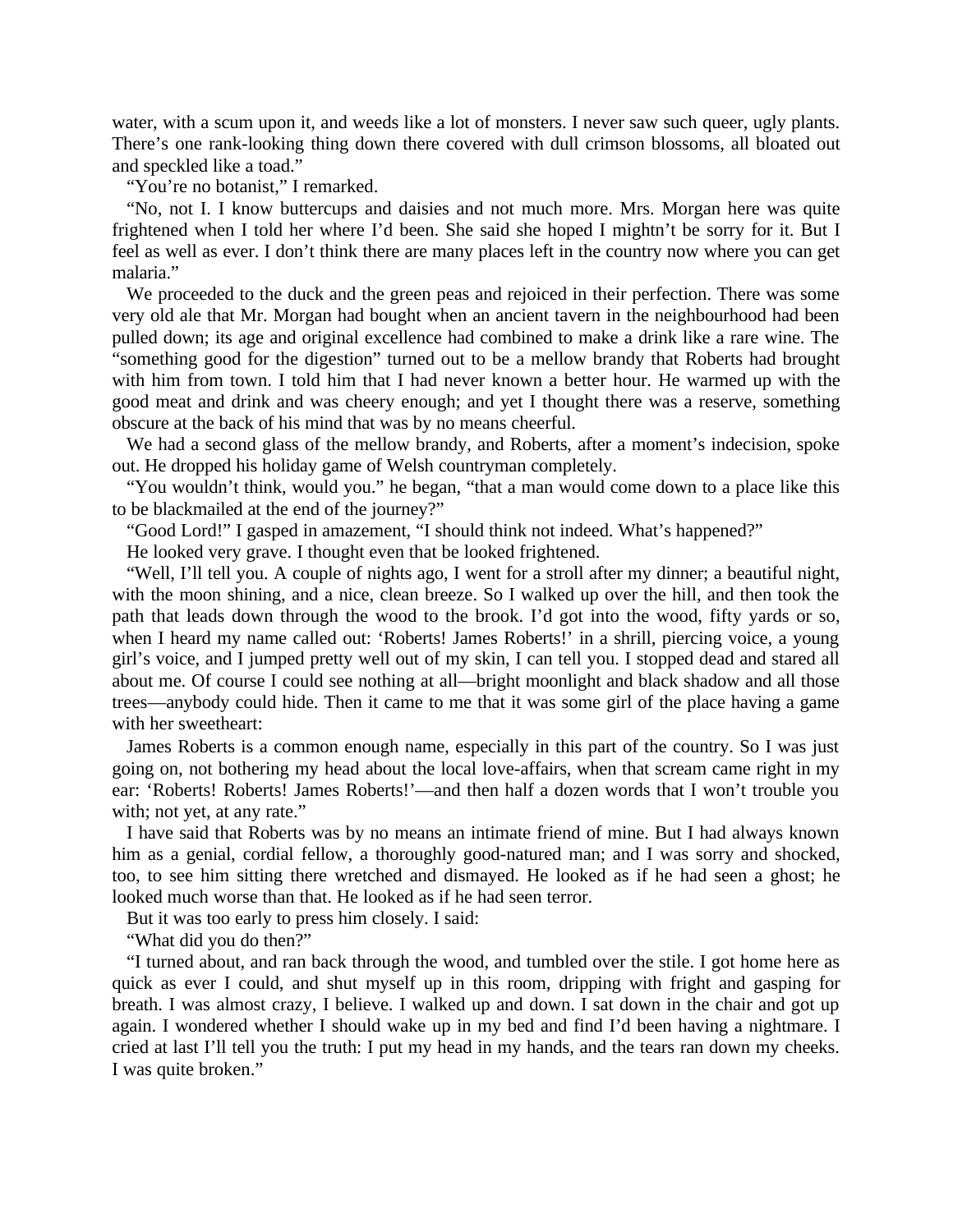water, with a scum upon it, and weeds like a lot of monsters. I never saw such queer, ugly plants. There's one rank-looking thing down there covered with dull crimson blossoms, all bloated out and speckled like a toad."

"You're no botanist," I remarked.

"No, not I. I know buttercups and daisies and not much more. Mrs. Morgan here was quite frightened when I told her where I'd been. She said she hoped I mightn't be sorry for it. But I feel as well as ever. I don't think there are many places left in the country now where you can get malaria."

We proceeded to the duck and the green peas and rejoiced in their perfection. There was some very old ale that Mr. Morgan had bought when an ancient tavern in the neighbourhood had been pulled down; its age and original excellence had combined to make a drink like a rare wine. The "something good for the digestion" turned out to be a mellow brandy that Roberts had brought with him from town. I told him that I had never known a better hour. He warmed up with the good meat and drink and was cheery enough; and yet I thought there was a reserve, something obscure at the back of his mind that was by no means cheerful.

We had a second glass of the mellow brandy, and Roberts, after a moment's indecision, spoke out. He dropped his holiday game of Welsh countryman completely.

"You wouldn't think, would you." he began, "that a man would come down to a place like this to be blackmailed at the end of the journey?"

"Good Lord!" I gasped in amazement, "I should think not indeed. What's happened?"

He looked very grave. I thought even that be looked frightened.

"Well, I'll tell you. A couple of nights ago, I went for a stroll after my dinner; a beautiful night, with the moon shining, and a nice, clean breeze. So I walked up over the hill, and then took the path that leads down through the wood to the brook. I'd got into the wood, fifty yards or so, when I heard my name called out: 'Roberts! James Roberts!' in a shrill, piercing voice, a young girl's voice, and I jumped pretty well out of my skin, I can tell you. I stopped dead and stared all about me. Of course I could see nothing at all—bright moonlight and black shadow and all those trees—anybody could hide. Then it came to me that it was some girl of the place having a game with her sweetheart:

James Roberts is a common enough name, especially in this part of the country. So I was just going on, not bothering my head about the local love-affairs, when that scream came right in my ear: 'Roberts! Roberts! James Roberts!'—and then half a dozen words that I won't trouble you with; not yet, at any rate."

I have said that Roberts was by no means an intimate friend of mine. But I had always known him as a genial, cordial fellow, a thoroughly good-natured man; and I was sorry and shocked, too, to see him sitting there wretched and dismayed. He looked as if he had seen a ghost; he looked much worse than that. He looked as if he had seen terror.

But it was too early to press him closely. I said:

"What did you do then?"

"I turned about, and ran back through the wood, and tumbled over the stile. I got home here as quick as ever I could, and shut myself up in this room, dripping with fright and gasping for breath. I was almost crazy, I believe. I walked up and down. I sat down in the chair and got up again. I wondered whether I should wake up in my bed and find I'd been having a nightmare. I cried at last I'll tell you the truth: I put my head in my hands, and the tears ran down my cheeks. I was quite broken."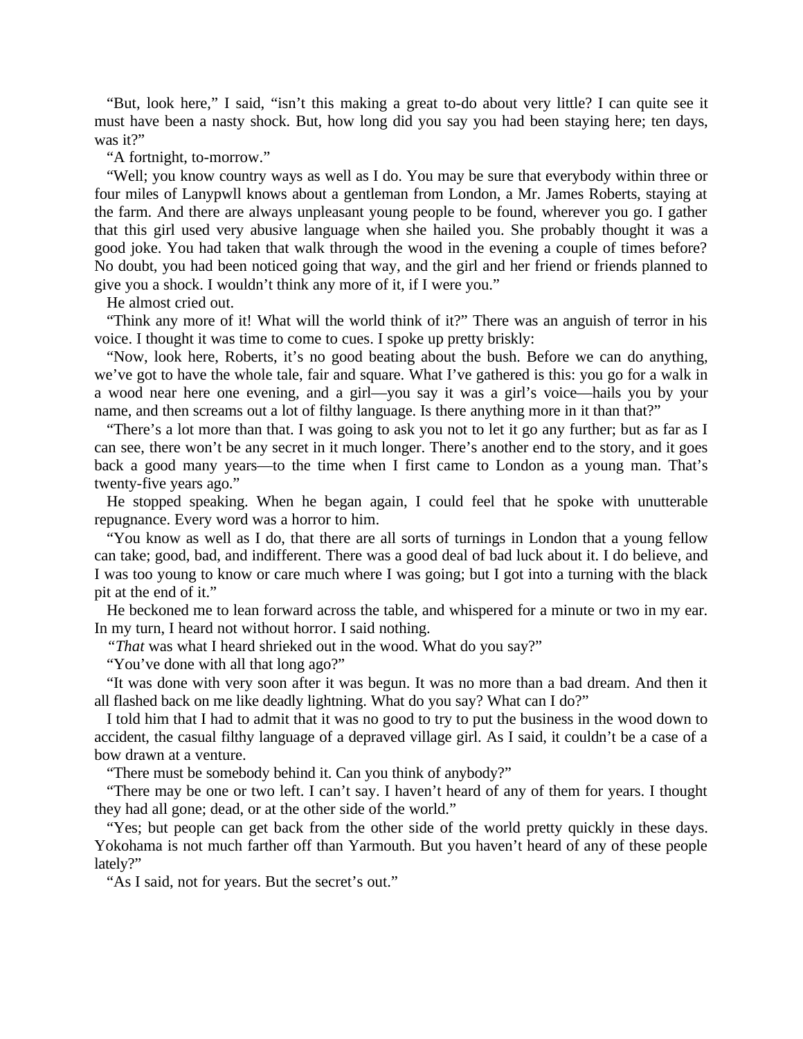"But, look here," I said, "isn't this making a great to-do about very little? I can quite see it must have been a nasty shock. But, how long did you say you had been staying here; ten days, was it?"

"A fortnight, to-morrow."

"Well; you know country ways as well as I do. You may be sure that everybody within three or four miles of Lanypwll knows about a gentleman from London, a Mr. James Roberts, staying at the farm. And there are always unpleasant young people to be found, wherever you go. I gather that this girl used very abusive language when she hailed you. She probably thought it was a good joke. You had taken that walk through the wood in the evening a couple of times before? No doubt, you had been noticed going that way, and the girl and her friend or friends planned to give you a shock. I wouldn't think any more of it, if I were you."

He almost cried out.

"Think any more of it! What will the world think of it?" There was an anguish of terror in his voice. I thought it was time to come to cues. I spoke up pretty briskly:

"Now, look here, Roberts, it's no good beating about the bush. Before we can do anything, we've got to have the whole tale, fair and square. What I've gathered is this: you go for a walk in a wood near here one evening, and a girl—you say it was a girl's voice—hails you by your name, and then screams out a lot of filthy language. Is there anything more in it than that?"

"There's a lot more than that. I was going to ask you not to let it go any further; but as far as I can see, there won't be any secret in it much longer. There's another end to the story, and it goes back a good many years—to the time when I first came to London as a young man. That's twenty-five years ago."

He stopped speaking. When he began again, I could feel that he spoke with unutterable repugnance. Every word was a horror to him.

"You know as well as I do, that there are all sorts of turnings in London that a young fellow can take; good, bad, and indifferent. There was a good deal of bad luck about it. I do believe, and I was too young to know or care much where I was going; but I got into a turning with the black pit at the end of it."

He beckoned me to lean forward across the table, and whispered for a minute or two in my ear. In my turn, I heard not without horror. I said nothing.

"*That* was what I heard shrieked out in the wood. What do you say?"

"You've done with all that long ago?"

"It was done with very soon after it was begun. It was no more than a bad dream. And then it all flashed back on me like deadly lightning. What do you say? What can I do?"

I told him that I had to admit that it was no good to try to put the business in the wood down to accident, the casual filthy language of a depraved village girl. As I said, it couldn't be a case of a bow drawn at a venture.

"There must be somebody behind it. Can you think of anybody?"

"There may be one or two left. I can't say. I haven't heard of any of them for years. I thought they had all gone; dead, or at the other side of the world."

"Yes; but people can get back from the other side of the world pretty quickly in these days. Yokohama is not much farther off than Yarmouth. But you haven't heard of any of these people lately?"

"As I said, not for years. But the secret's out."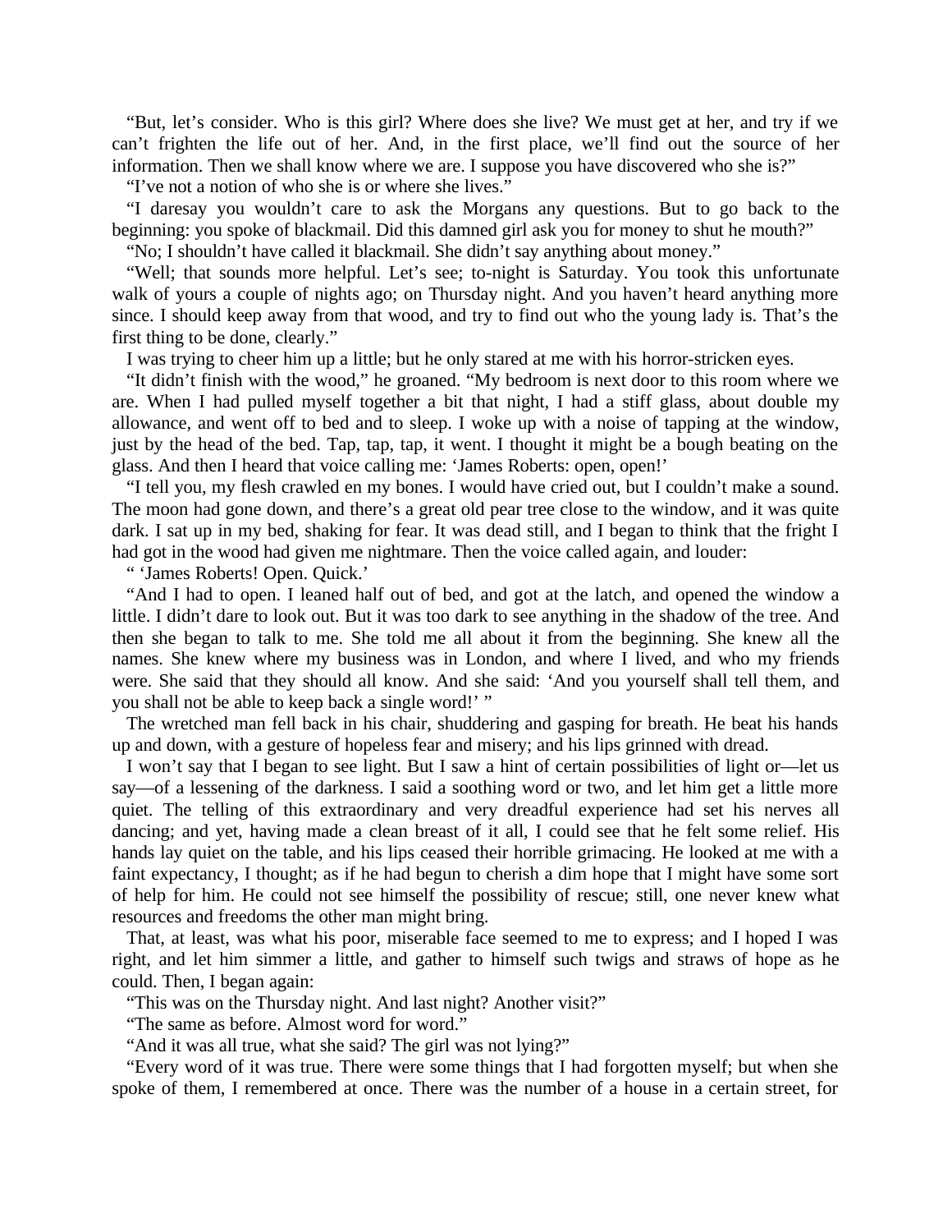"But, let's consider. Who is this girl? Where does she live? We must get at her, and try if we can't frighten the life out of her. And, in the first place, we'll find out the source of her information. Then we shall know where we are. I suppose you have discovered who she is?"

"I've not a notion of who she is or where she lives."

"I daresay you wouldn't care to ask the Morgans any questions. But to go back to the beginning: you spoke of blackmail. Did this damned girl ask you for money to shut he mouth?"

"No; I shouldn't have called it blackmail. She didn't say anything about money."

"Well; that sounds more helpful. Let's see; to-night is Saturday. You took this unfortunate walk of yours a couple of nights ago; on Thursday night. And you haven't heard anything more since. I should keep away from that wood, and try to find out who the young lady is. That's the first thing to be done, clearly."

I was trying to cheer him up a little; but he only stared at me with his horror-stricken eyes.

"It didn't finish with the wood," he groaned. "My bedroom is next door to this room where we are. When I had pulled myself together a bit that night, I had a stiff glass, about double my allowance, and went off to bed and to sleep. I woke up with a noise of tapping at the window, just by the head of the bed. Tap, tap, tap, it went. I thought it might be a bough beating on the glass. And then I heard that voice calling me: 'James Roberts: open, open!'

"I tell you, my flesh crawled en my bones. I would have cried out, but I couldn't make a sound. The moon had gone down, and there's a great old pear tree close to the window, and it was quite dark. I sat up in my bed, shaking for fear. It was dead still, and I began to think that the fright I had got in the wood had given me nightmare. Then the voice called again, and louder:

" 'James Roberts! Open. Quick.'

"And I had to open. I leaned half out of bed, and got at the latch, and opened the window a little. I didn't dare to look out. But it was too dark to see anything in the shadow of the tree. And then she began to talk to me. She told me all about it from the beginning. She knew all the names. She knew where my business was in London, and where I lived, and who my friends were. She said that they should all know. And she said: 'And you yourself shall tell them, and you shall not be able to keep back a single word!' "

The wretched man fell back in his chair, shuddering and gasping for breath. He beat his hands up and down, with a gesture of hopeless fear and misery; and his lips grinned with dread.

I won't say that I began to see light. But I saw a hint of certain possibilities of light or—let us say—of a lessening of the darkness. I said a soothing word or two, and let him get a little more quiet. The telling of this extraordinary and very dreadful experience had set his nerves all dancing; and yet, having made a clean breast of it all, I could see that he felt some relief. His hands lay quiet on the table, and his lips ceased their horrible grimacing. He looked at me with a faint expectancy, I thought; as if he had begun to cherish a dim hope that I might have some sort of help for him. He could not see himself the possibility of rescue; still, one never knew what resources and freedoms the other man might bring.

That, at least, was what his poor, miserable face seemed to me to express; and I hoped I was right, and let him simmer a little, and gather to himself such twigs and straws of hope as he could. Then, I began again:

"This was on the Thursday night. And last night? Another visit?"

"The same as before. Almost word for word."

"And it was all true, what she said? The girl was not lying?"

"Every word of it was true. There were some things that I had forgotten myself; but when she spoke of them, I remembered at once. There was the number of a house in a certain street, for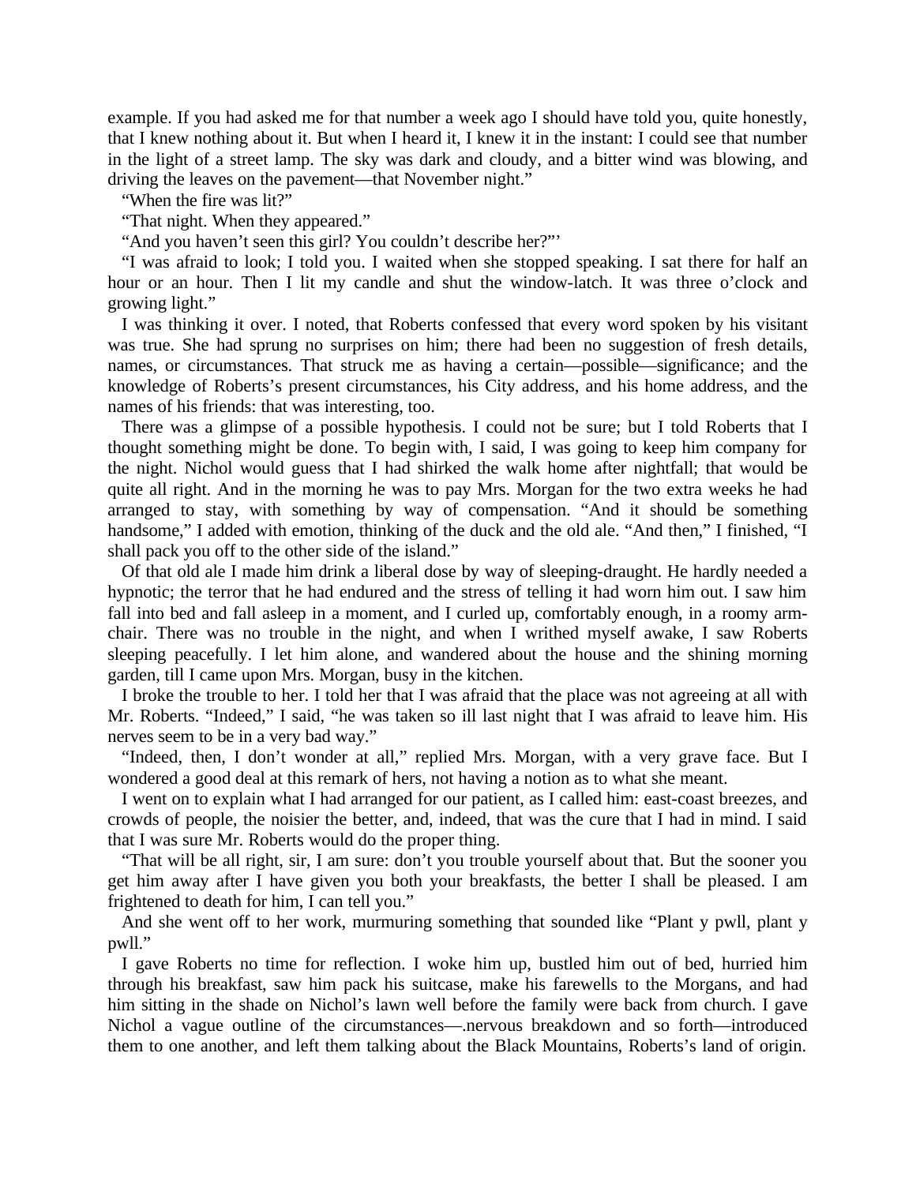example. If you had asked me for that number a week ago I should have told you, quite honestly, that I knew nothing about it. But when I heard it, I knew it in the instant: I could see that number in the light of a street lamp. The sky was dark and cloudy, and a bitter wind was blowing, and driving the leaves on the pavement—that November night."

"When the fire was lit?"

"That night. When they appeared."

"And you haven't seen this girl? You couldn't describe her?"'

"I was afraid to look; I told you. I waited when she stopped speaking. I sat there for half an hour or an hour. Then I lit my candle and shut the window-latch. It was three o'clock and growing light."

I was thinking it over. I noted, that Roberts confessed that every word spoken by his visitant was true. She had sprung no surprises on him; there had been no suggestion of fresh details, names, or circumstances. That struck me as having a certain—possible—significance; and the knowledge of Roberts's present circumstances, his City address, and his home address, and the names of his friends: that was interesting, too.

There was a glimpse of a possible hypothesis. I could not be sure; but I told Roberts that I thought something might be done. To begin with, I said, I was going to keep him company for the night. Nichol would guess that I had shirked the walk home after nightfall; that would be quite all right. And in the morning he was to pay Mrs. Morgan for the two extra weeks he had arranged to stay, with something by way of compensation. "And it should be something handsome," I added with emotion, thinking of the duck and the old ale. "And then," I finished, "I shall pack you off to the other side of the island."

Of that old ale I made him drink a liberal dose by way of sleeping-draught. He hardly needed a hypnotic; the terror that he had endured and the stress of telling it had worn him out. I saw him fall into bed and fall asleep in a moment, and I curled up, comfortably enough, in a roomy arm-chair. There was no trouble in the night, and when I writhed myself awake, I saw Roberts sleeping peacefully. I let him alone, and wandered about the house and the shining morning garden, till I came upon Mrs. Morgan, busy in the kitchen.

I broke the trouble to her. I told her that I was afraid that the place was not agreeing at all with Mr. Roberts. "Indeed," I said, "he was taken so ill last night that I was afraid to leave him. His nerves seem to be in a very bad way."

"Indeed, then, I don't wonder at all," replied Mrs. Morgan, with a very grave face. But I wondered a good deal at this remark of hers, not having a notion as to what she meant.

I went on to explain what I had arranged for our patient, as I called him: east-coast breezes, and crowds of people, the noisier the better, and, indeed, that was the cure that I had in mind. I said that I was sure Mr. Roberts would do the proper thing.

"That will be all right, sir, I am sure: don't you trouble yourself about that. But the sooner you get him away after I have given you both your breakfasts, the better I shall be pleased. I am frightened to death for him, I can tell you."

And she went off to her work, murmuring something that sounded like "Plant y pwll, plant y pwll."

I gave Roberts no time for reflection. I woke him up, bustled him out of bed, hurried him through his breakfast, saw him pack his suitcase, make his farewells to the Morgans, and had him sitting in the shade on Nichol's lawn well before the family were back from church. I gave Nichol a vague outline of the circumstances—.nervous breakdown and so forth—introduced them to one another, and left them talking about the Black Mountains, Roberts's land of origin.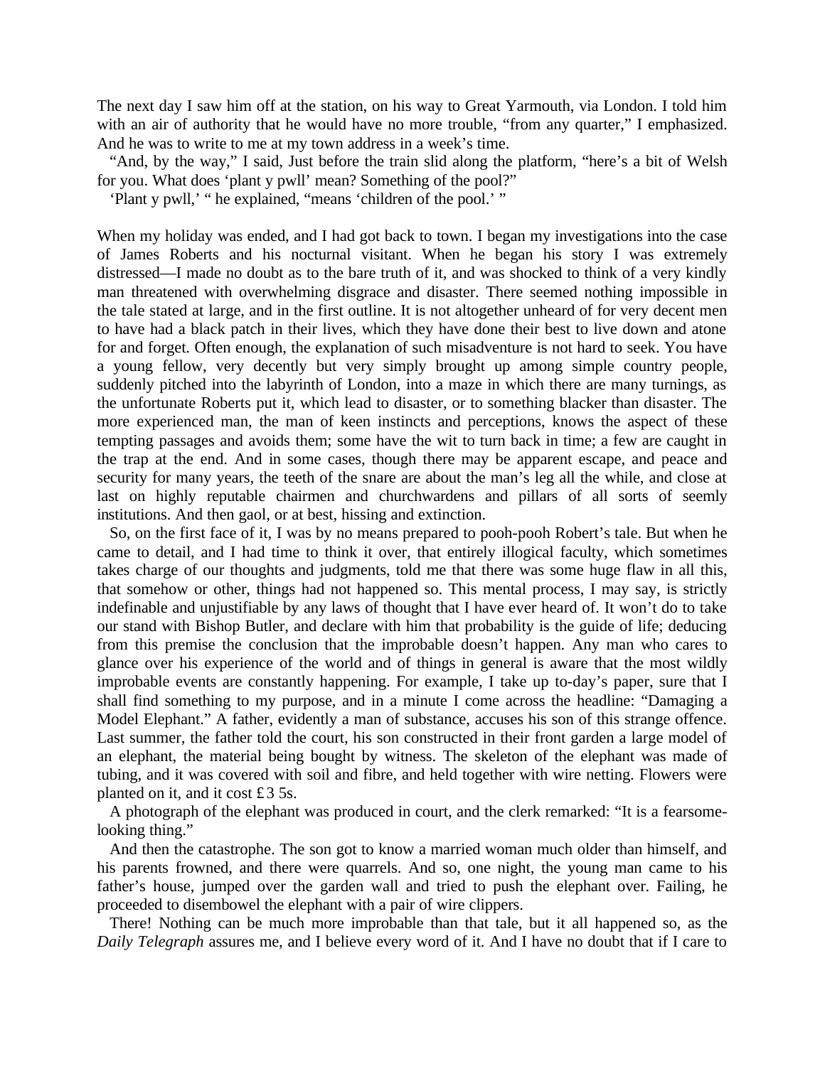The next day I saw him off at the station, on his way to Great Yarmouth, via London. I told him with an air of authority that he would have no more trouble, "from any quarter," I emphasized. And he was to write to me at my town address in a week's time.

"And, by the way," I said, Just before the train slid along the platform, "here's a bit of Welsh for you. What does 'plant y pwll' mean? Something of the pool?"

'Plant y pwll,' " he explained, "means 'children of the pool.' "

When my holiday was ended, and I had got back to town. I began my investigations into the case of James Roberts and his nocturnal visitant. When he began his story I was extremely distressed—I made no doubt as to the bare truth of it, and was shocked to think of a very kindly man threatened with overwhelming disgrace and disaster. There seemed nothing impossible in the tale stated at large, and in the first outline. It is not altogether unheard of for very decent men to have had a black patch in their lives, which they have done their best to live down and atone for and forget. Often enough, the explanation of such misadventure is not hard to seek. You have a young fellow, very decently but very simply brought up among simple country people, suddenly pitched into the labyrinth of London, into a maze in which there are many turnings, as the unfortunate Roberts put it, which lead to disaster, or to something blacker than disaster. The more experienced man, the man of keen instincts and perceptions, knows the aspect of these tempting passages and avoids them; some have the wit to turn back in time; a few are caught in the trap at the end. And in some cases, though there may be apparent escape, and peace and security for many years, the teeth of the snare are about the man's leg all the while, and close at last on highly reputable chairmen and churchwardens and pillars of all sorts of seemly institutions. And then gaol, or at best, hissing and extinction.

So, on the first face of it, I was by no means prepared to pooh-pooh Robert's tale. But when he came to detail, and I had time to think it over, that entirely illogical faculty, which sometimes takes charge of our thoughts and judgments, told me that there was some huge flaw in all this, that somehow or other, things had not happened so. This mental process, I may say, is strictly indefinable and unjustifiable by any laws of thought that I have ever heard of. It won't do to take our stand with Bishop Butler, and declare with him that probability is the guide of life; deducing from this premise the conclusion that the improbable doesn't happen. Any man who cares to glance over his experience of the world and of things in general is aware that the most wildly improbable events are constantly happening. For example, I take up to-day's paper, sure that I shall find something to my purpose, and in a minute I come across the headline: "Damaging a Model Elephant." A father, evidently a man of substance, accuses his son of this strange offence. Last summer, the father told the court, his son constructed in their front garden a large model of an elephant, the material being bought by witness. The skeleton of the elephant was made of tubing, and it was covered with soil and fibre, and held together with wire netting. Flowers were planted on it, and it cost £3 5s.

A photograph of the elephant was produced in court, and the clerk remarked: "It is a fearsome-looking thing."

And then the catastrophe. The son got to know a married woman much older than himself, and his parents frowned, and there were quarrels. And so, one night, the young man came to his father's house, jumped over the garden wall and tried to push the elephant over. Failing, he proceeded to disembowel the elephant with a pair of wire clippers.

There! Nothing can be much more improbable than that tale, but it all happened so, as the *Daily Telegraph* assures me, and I believe every word of it. And I have no doubt that if I care to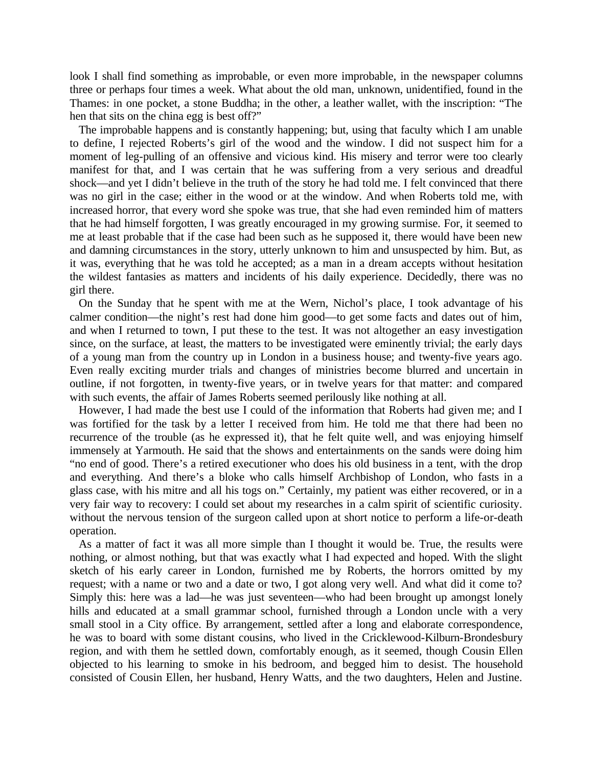look I shall find something as improbable, or even more improbable, in the newspaper columns three or perhaps four times a week. What about the old man, unknown, unidentified, found in the Thames: in one pocket, a stone Buddha; in the other, a leather wallet, with the inscription: "The hen that sits on the china egg is best off?"

The improbable happens and is constantly happening; but, using that faculty which I am unable to define, I rejected Roberts's girl of the wood and the window. I did not suspect him for a moment of leg-pulling of an offensive and vicious kind. His misery and terror were too clearly manifest for that, and I was certain that he was suffering from a very serious and dreadful shock—and yet I didn't believe in the truth of the story he had told me. I felt convinced that there was no girl in the case; either in the wood or at the window. And when Roberts told me, with increased horror, that every word she spoke was true, that she had even reminded him of matters that he had himself forgotten, I was greatly encouraged in my growing surmise. For, it seemed to me at least probable that if the case had been such as he supposed it, there would have been new and damning circumstances in the story, utterly unknown to him and unsuspected by him. But, as it was, everything that he was told he accepted; as a man in a dream accepts without hesitation the wildest fantasies as matters and incidents of his daily experience. Decidedly, there was no girl there.

On the Sunday that he spent with me at the Wern, Nichol's place, I took advantage of his calmer condition—the night's rest had done him good—to get some facts and dates out of him, and when I returned to town, I put these to the test. It was not altogether an easy investigation since, on the surface, at least, the matters to be investigated were eminently trivial; the early days of a young man from the country up in London in a business house; and twenty-five years ago. Even really exciting murder trials and changes of ministries become blurred and uncertain in outline, if not forgotten, in twenty-five years, or in twelve years for that matter: and compared with such events, the affair of James Roberts seemed perilously like nothing at all.

However, I had made the best use I could of the information that Roberts had given me; and I was fortified for the task by a letter I received from him. He told me that there had been no recurrence of the trouble (as he expressed it), that he felt quite well, and was enjoying himself immensely at Yarmouth. He said that the shows and entertainments on the sands were doing him "no end of good. There's a retired executioner who does his old business in a tent, with the drop and everything. And there's a bloke who calls himself Archbishop of London, who fasts in a glass case, with his mitre and all his togs on." Certainly, my patient was either recovered, or in a very fair way to recovery: I could set about my researches in a calm spirit of scientific curiosity. without the nervous tension of the surgeon called upon at short notice to perform a life-or-death operation.

As a matter of fact it was all more simple than I thought it would be. True, the results were nothing, or almost nothing, but that was exactly what I had expected and hoped. With the slight sketch of his early career in London, furnished me by Roberts, the horrors omitted by my request; with a name or two and a date or two, I got along very well. And what did it come to? Simply this: here was a lad—he was just seventeen—who had been brought up amongst lonely hills and educated at a small grammar school, furnished through a London uncle with a very small stool in a City office. By arrangement, settled after a long and elaborate correspondence, he was to board with some distant cousins, who lived in the Cricklewood-Kilburn-Brondesbury region, and with them he settled down, comfortably enough, as it seemed, though Cousin Ellen objected to his learning to smoke in his bedroom, and begged him to desist. The household consisted of Cousin Ellen, her husband, Henry Watts, and the two daughters, Helen and Justine.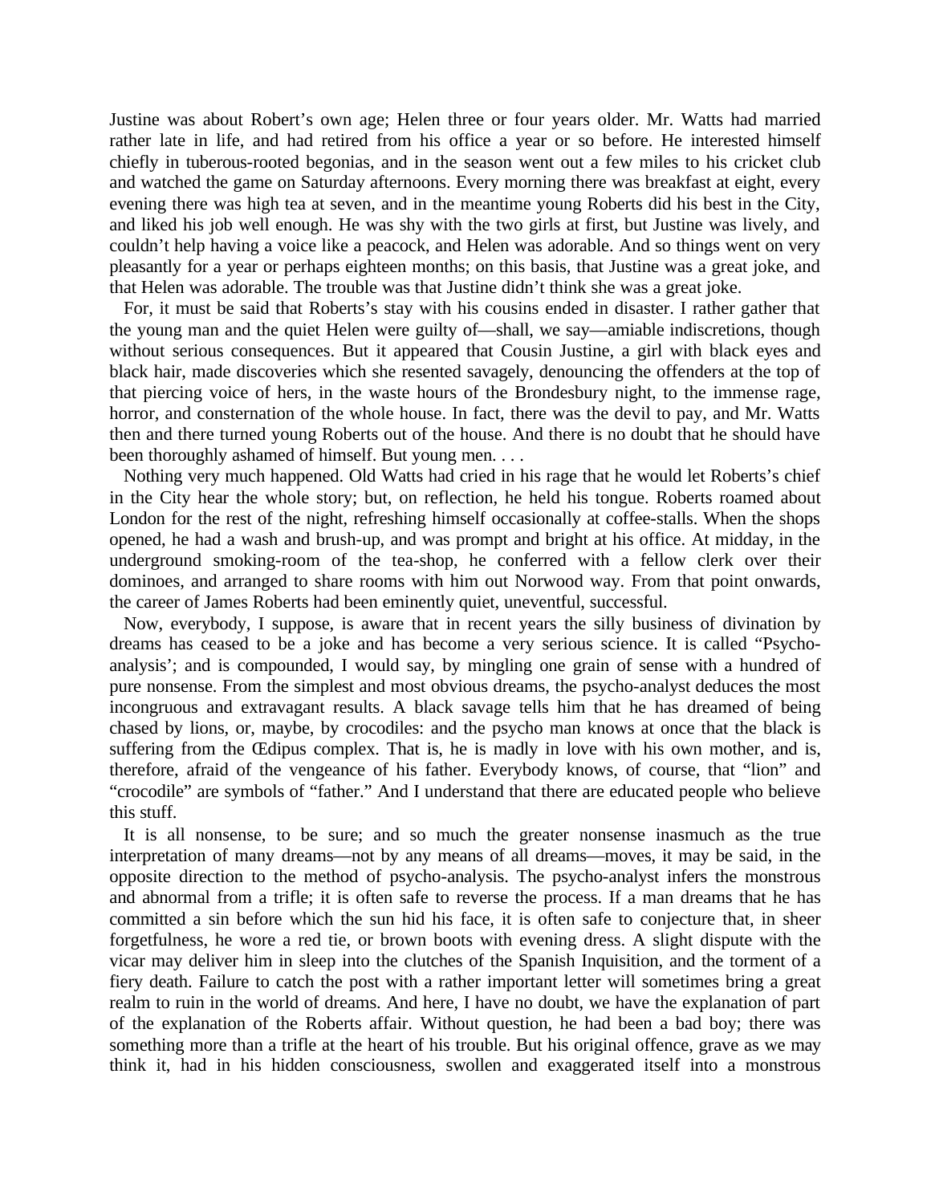Justine was about Robert's own age; Helen three or four years older. Mr. Watts had married rather late in life, and had retired from his office a year or so before. He interested himself chiefly in tuberous-rooted begonias, and in the season went out a few miles to his cricket club and watched the game on Saturday afternoons. Every morning there was breakfast at eight, every evening there was high tea at seven, and in the meantime young Roberts did his best in the City, and liked his job well enough. He was shy with the two girls at first, but Justine was lively, and couldn't help having a voice like a peacock, and Helen was adorable. And so things went on very pleasantly for a year or perhaps eighteen months; on this basis, that Justine was a great joke, and that Helen was adorable. The trouble was that Justine didn't think she was a great joke.

For, it must be said that Roberts's stay with his cousins ended in disaster. I rather gather that the young man and the quiet Helen were guilty of—shall, we say—amiable indiscretions, though without serious consequences. But it appeared that Cousin Justine, a girl with black eyes and black hair, made discoveries which she resented savagely, denouncing the offenders at the top of that piercing voice of hers, in the waste hours of the Brondesbury night, to the immense rage, horror, and consternation of the whole house. In fact, there was the devil to pay, and Mr. Watts then and there turned young Roberts out of the house. And there is no doubt that he should have been thoroughly ashamed of himself. But young men. . . .

Nothing very much happened. Old Watts had cried in his rage that he would let Roberts's chief in the City hear the whole story; but, on reflection, he held his tongue. Roberts roamed about London for the rest of the night, refreshing himself occasionally at coffee-stalls. When the shops opened, he had a wash and brush-up, and was prompt and bright at his office. At midday, in the underground smoking-room of the tea-shop, he conferred with a fellow clerk over their dominoes, and arranged to share rooms with him out Norwood way. From that point onwards, the career of James Roberts had been eminently quiet, uneventful, successful.

Now, everybody, I suppose, is aware that in recent years the silly business of divination by dreams has ceased to be a joke and has become a very serious science. It is called "Psycho-analysis'; and is compounded, I would say, by mingling one grain of sense with a hundred of pure nonsense. From the simplest and most obvious dreams, the psycho-analyst deduces the most incongruous and extravagant results. A black savage tells him that he has dreamed of being chased by lions, or, maybe, by crocodiles: and the psycho man knows at once that the black is suffering from the Œdipus complex. That is, he is madly in love with his own mother, and is, therefore, afraid of the vengeance of his father. Everybody knows, of course, that "lion" and "crocodile" are symbols of "father." And I understand that there are educated people who believe this stuff.

It is all nonsense, to be sure; and so much the greater nonsense inasmuch as the true interpretation of many dreams—not by any means of all dreams—moves, it may be said, in the opposite direction to the method of psycho-analysis. The psycho-analyst infers the monstrous and abnormal from a trifle; it is often safe to reverse the process. If a man dreams that he has committed a sin before which the sun hid his face, it is often safe to conjecture that, in sheer forgetfulness, he wore a red tie, or brown boots with evening dress. A slight dispute with the vicar may deliver him in sleep into the clutches of the Spanish Inquisition, and the torment of a fiery death. Failure to catch the post with a rather important letter will sometimes bring a great realm to ruin in the world of dreams. And here, I have no doubt, we have the explanation of part of the explanation of the Roberts affair. Without question, he had been a bad boy; there was something more than a trifle at the heart of his trouble. But his original offence, grave as we may think it, had in his hidden consciousness, swollen and exaggerated itself into a monstrous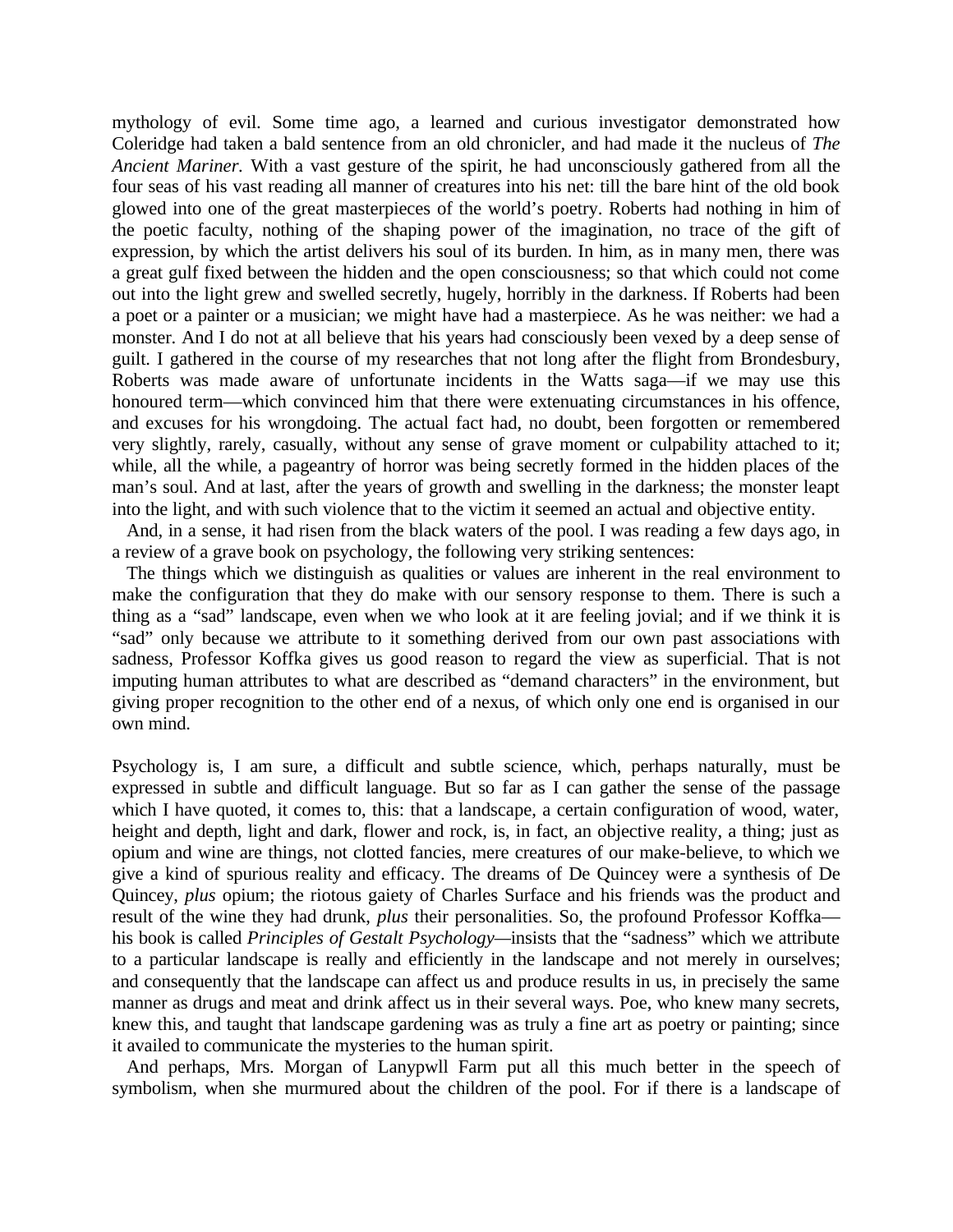mythology of evil. Some time ago, a learned and curious investigator demonstrated how Coleridge had taken a bald sentence from an old chronicler, and had made it the nucleus of *The Ancient Mariner*. With a vast gesture of the spirit, he had unconsciously gathered from all the four seas of his vast reading all manner of creatures into his net: till the bare hint of the old book glowed into one of the great masterpieces of the world's poetry. Roberts had nothing in him of the poetic faculty, nothing of the shaping power of the imagination, no trace of the gift of expression, by which the artist delivers his soul of its burden. In him, as in many men, there was a great gulf fixed between the hidden and the open consciousness; so that which could not come out into the light grew and swelled secretly, hugely, horribly in the darkness. If Roberts had been a poet or a painter or a musician; we might have had a masterpiece. As he was neither: we had a monster. And I do not at all believe that his years had consciously been vexed by a deep sense of guilt. I gathered in the course of my researches that not long after the flight from Brondesbury, Roberts was made aware of unfortunate incidents in the Watts saga—if we may use this honoured term—which convinced him that there were extenuating circumstances in his offence, and excuses for his wrongdoing. The actual fact had, no doubt, been forgotten or remembered very slightly, rarely, casually, without any sense of grave moment or culpability attached to it; while, all the while, a pageantry of horror was being secretly formed in the hidden places of the man's soul. And at last, after the years of growth and swelling in the darkness; the monster leapt into the light, and with such violence that to the victim it seemed an actual and objective entity.

And, in a sense, it had risen from the black waters of the pool. I was reading a few days ago, in a review of a grave book on psychology, the following very striking sentences:

The things which we distinguish as qualities or values are inherent in the real environment to make the configuration that they do make with our sensory response to them. There is such a thing as a "sad" landscape, even when we who look at it are feeling jovial; and if we think it is "sad" only because we attribute to it something derived from our own past associations with sadness, Professor Koffka gives us good reason to regard the view as superficial. That is not imputing human attributes to what are described as "demand characters" in the environment, but giving proper recognition to the other end of a nexus, of which only one end is organised in our own mind.

Psychology is, I am sure, a difficult and subtle science, which, perhaps naturally, must be expressed in subtle and difficult language. But so far as I can gather the sense of the passage which I have quoted, it comes to, this: that a landscape, a certain configuration of wood, water, height and depth, light and dark, flower and rock, is, in fact, an objective reality, a thing; just as opium and wine are things, not clotted fancies, mere creatures of our make-believe, to which we give a kind of spurious reality and efficacy. The dreams of De Quincey were a synthesis of De Quincey, *plus* opium; the riotous gaiety of Charles Surface and his friends was the product and result of the wine they had drunk, *plus* their personalities. So, the profound Professor Koffka—his book is called *Principles of Gestalt Psychology*—insists that the "sadness" which we attribute to a particular landscape is really and efficiently in the landscape and not merely in ourselves; and consequently that the landscape can affect us and produce results in us, in precisely the same manner as drugs and meat and drink affect us in their several ways. Poe, who knew many secrets, knew this, and taught that landscape gardening was as truly a fine art as poetry or painting; since it availed to communicate the mysteries to the human spirit.

And perhaps, Mrs. Morgan of Lanypwll Farm put all this much better in the speech of symbolism, when she murmured about the children of the pool. For if there is a landscape of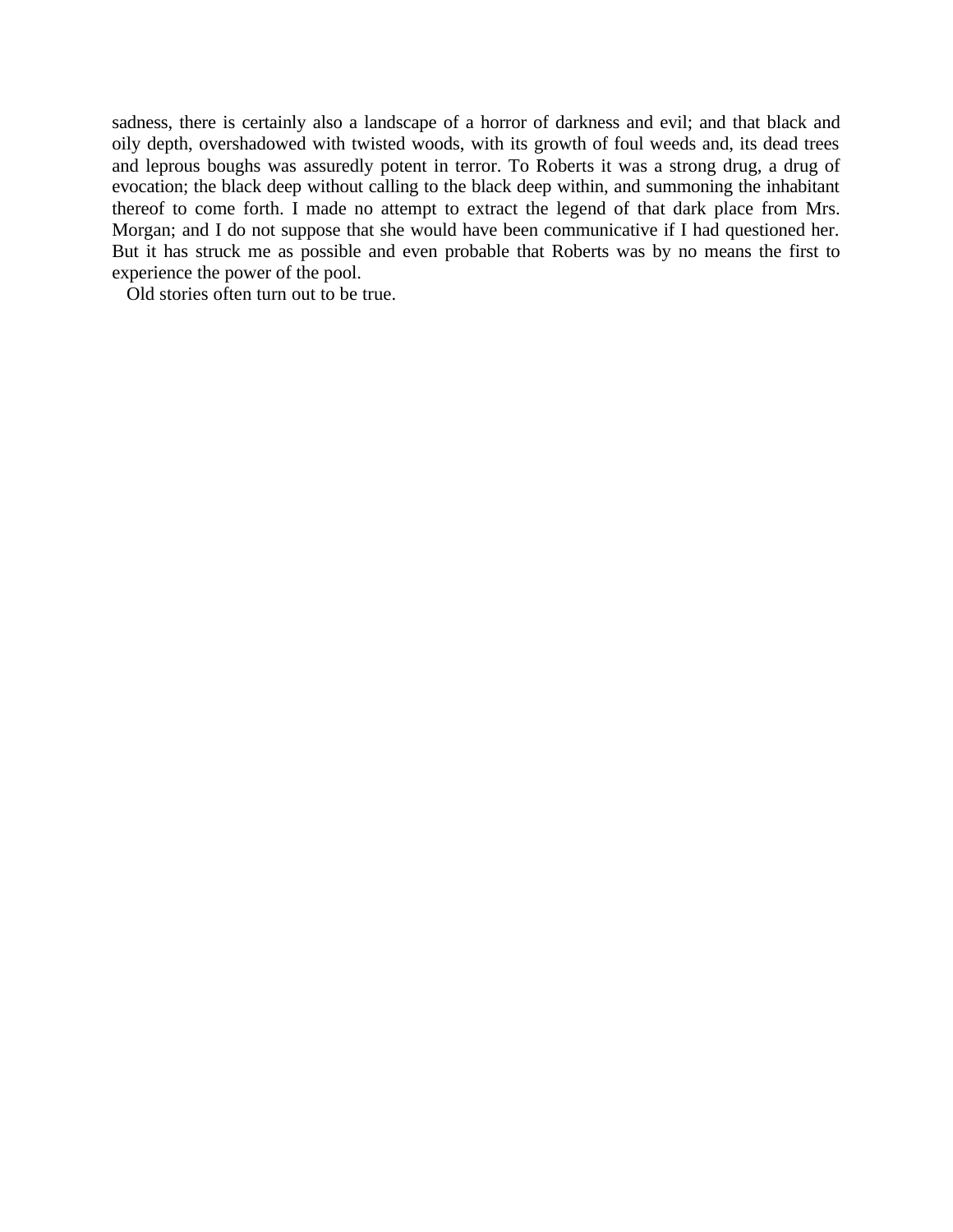sadness, there is certainly also a landscape of a horror of darkness and evil; and that black and oily depth, overshadowed with twisted woods, with its growth of foul weeds and, its dead trees and leprous boughs was assuredly potent in terror. To Roberts it was a strong drug, a drug of evocation; the black deep without calling to the black deep within, and summoning the inhabitant thereof to come forth. I made no attempt to extract the legend of that dark place from Mrs. Morgan; and I do not suppose that she would have been communicative if I had questioned her. But it has struck me as possible and even probable that Roberts was by no means the first to experience the power of the pool.

Old stories often turn out to be true.